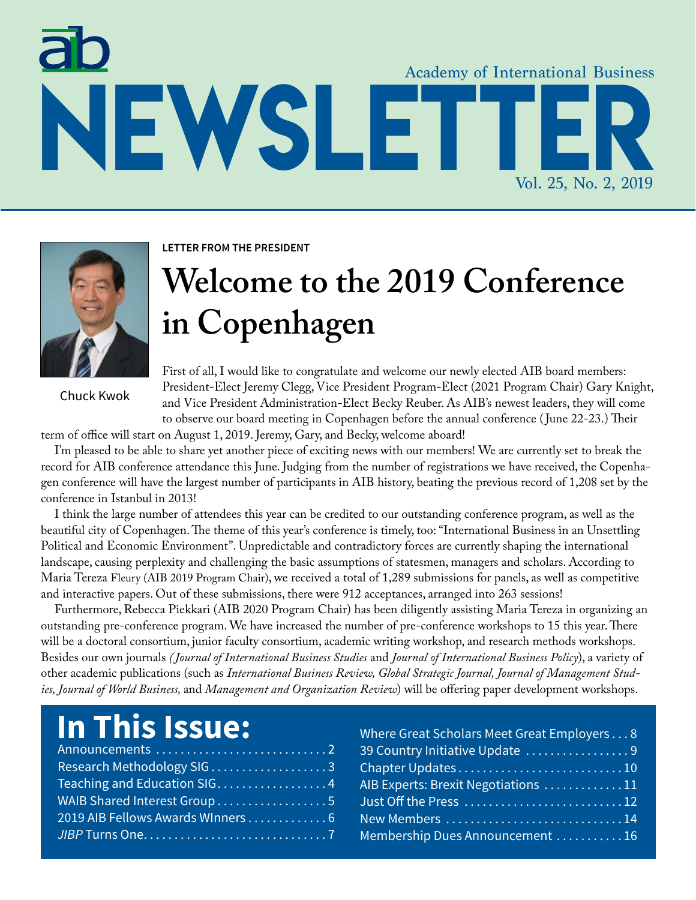# Academy of International Business NEWSLETTER

Vol. 25, No. 2, 2019

Chuck Kwok

LETTER FROM THE PRESIDENT

## Welcome to the 2019 Conference in Copenhagen

First of all, I would like to congratulate and welcome our newly elected AIB board members: President-Elect Jeremy Clegg, Vice President Program-Elect (2021 Program Chair) Gary Knight, and Vice President Administration-Elect Becky Reuber. As AIB's newest leaders, they will come to observe our board meeting in Copenhagen before the annual conference (June 22-23.) Their term of office will start on August 1, 2019. Jeremy, Gary, and Becky, welcome aboard!

I'm pleased to be able to share yet another piece of exciting news with our members! We are currently set to break the record for AIB conference attendance this June. Judging from the number of registrations we have received, the Copenhagen conference will have the largest number of participants in AIB history, beating the previous record of 1,208 set by the conference in Istanbul in 2013!

I think the large number of attendees this year can be credited to our outstanding conference program, as well as the beautiful city of Copenhagen. The theme of this year's conference is timely, too: "International Business in an Unsettling Political and Economic Environment". Unpredictable and contradictory forces are currently shaping the international landscape, causing perplexity and challenging the basic assumptions of statesmen, managers and scholars. According to Maria Tereza Fleury (AIB 2019 Program Chair), we received a total of 1,289 submissions for panels, as well as competitive and interactive papers. Out of these submissions, there were 912 acceptances, arranged into 263 sessions!

Furthermore, Rebecca Piekkari (AIB 2020 Program Chair) has been diligently assisting Maria Tereza in organizing an outstanding pre-conference program. We have increased the number of pre-conference workshops to 15 this year. There will be a doctoral consortium, junior faculty consortium, academic writing workshop, and research methods workshops. Besides our own journals *(Journal of International Business Studies* and *Journal of International Business Policy*), a variety of other academic publications (such as *International Business Review, Global Strategic Journal, Journal of Management Studies, Journal of World Business,* and *Management and Organization Review*) will be offering paper development workshops.

## In This Issue:

- Announcements . . . . . 2
- Research Methodology SIG . . . . . 3
- Teaching and Education SIG . . . . . 4
- WAIB Shared Interest Group . . . . . 5
- 2019 AIB Fellows Awards WInners . . . . . 6
- *JIBP* Turns One . . . . . 7
- Where Great Scholars Meet Great Employers . . . 8
- 39 Country Initiative Update . . . . . 9
- Chapter Updates . . . . . 10
- AIB Experts: Brexit Negotiations . . . . . 11
- Just Off the Press . . . . . 12
- New Members . . . . . 14
- Membership Dues Announcement . . . . . 16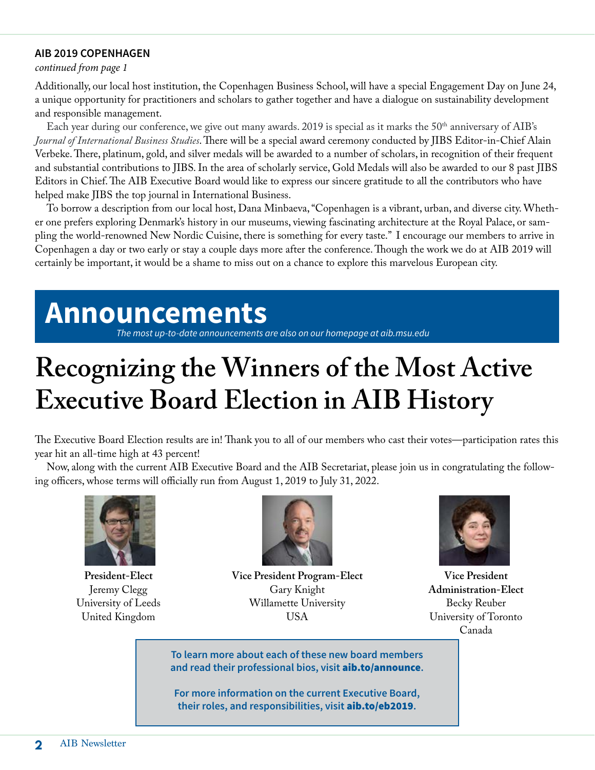## AIB 2019 COPENHAGEN

*continued from page 1*

Additionally, our local host institution, the Copenhagen Business School, will have a special Engagement Day on June 24, a unique opportunity for practitioners and scholars to gather together and have a dialogue on sustainability development and responsible management.

Each year during our conference, we give out many awards. 2019 is special as it marks the 50th anniversary of AIB's *Journal of International Business Studies*. There will be a special award ceremony conducted by JIBS Editor-in-Chief Alain Verbeke. There, platinum, gold, and silver medals will be awarded to a number of scholars, in recognition of their frequent and substantial contributions to JIBS. In the area of scholarly service, Gold Medals will also be awarded to our 8 past JIBS Editors in Chief. The AIB Executive Board would like to express our sincere gratitude to all the contributors who have helped make JIBS the top journal in International Business.

To borrow a description from our local host, Dana Minbaeva, "Copenhagen is a vibrant, urban, and diverse city. Whether one prefers exploring Denmark's history in our museums, viewing fascinating architecture at the Royal Palace, or sampling the world-renowned New Nordic Cuisine, there is something for every taste." I encourage our members to arrive in Copenhagen a day or two early or stay a couple days more after the conference. Though the work we do at AIB 2019 will certainly be important, it would be a shame to miss out on a chance to explore this marvelous European city.

# Announcements

*The most up-to-date announcements are also on our homepage at aib.msu.edu*

# Recognizing the Winners of the Most Active Executive Board Election in AIB History

The Executive Board Election results are in! Thank you to all of our members who cast their votes—participation rates this year hit an all-time high at 43 percent!

Now, along with the current AIB Executive Board and the AIB Secretariat, please join us in congratulating the following officers, whose terms will officially run from August 1, 2019 to July 31, 2022.

**President-Elect**
Jeremy Clegg
University of Leeds
United Kingdom

**Vice President Program-Elect**
Gary Knight
Willamette University
USA

**Vice President Administration-Elect**
Becky Reuber
University of Toronto
Canada

**To learn more about each of these new board members and read their professional bios, visit aib.to/announce.**

**For more information on the current Executive Board, their roles, and responsibilities, visit aib.to/eb2019.**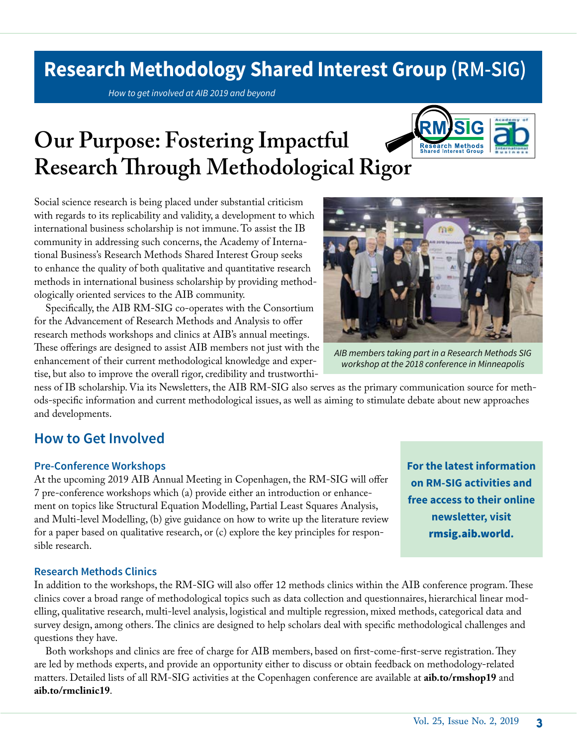# Research Methodology Shared Interest Group (RM-SIG)

*How to get involved at AIB 2019 and beyond*

## Our Purpose: Fostering Impactful Research Through Methodological Rigor

Social science research is being placed under substantial criticism with regards to its replicability and validity, a development to which international business scholarship is not immune. To assist the IB community in addressing such concerns, the Academy of International Business's Research Methods Shared Interest Group seeks to enhance the quality of both qualitative and quantitative research methods in international business scholarship by providing methodologically oriented services to the AIB community.

Specifically, the AIB RM-SIG co-operates with the Consortium for the Advancement of Research Methods and Analysis to offer research methods workshops and clinics at AIB's annual meetings. These offerings are designed to assist AIB members not just with the enhancement of their current methodological knowledge and expertise, but also to improve the overall rigor, credibility and trustworthiness of IB scholarship. Via its Newsletters, the AIB RM-SIG also serves as the primary communication source for methods-specific information and current methodological issues, as well as aiming to stimulate debate about new approaches and developments.

*AIB members taking part in a Research Methods SIG workshop at the 2018 conference in Minneapolis*

### How to Get Involved

#### Pre-Conference Workshops

At the upcoming 2019 AIB Annual Meeting in Copenhagen, the RM-SIG will offer 7 pre-conference workshops which (a) provide either an introduction or enhancement on topics like Structural Equation Modelling, Partial Least Squares Analysis, and Multi-level Modelling, (b) give guidance on how to write up the literature review for a paper based on qualitative research, or (c) explore the key principles for responsible research.

**For the latest information on RM-SIG activities and free access to their online newsletter, visit rmsig.aib.world.**

#### Research Methods Clinics

In addition to the workshops, the RM-SIG will also offer 12 methods clinics within the AIB conference program. These clinics cover a broad range of methodological topics such as data collection and questionnaires, hierarchical linear modelling, qualitative research, multi-level analysis, logistical and multiple regression, mixed methods, categorical data and survey design, among others. The clinics are designed to help scholars deal with specific methodological challenges and questions they have.

Both workshops and clinics are free of charge for AIB members, based on first-come-first-serve registration. They are led by methods experts, and provide an opportunity either to discuss or obtain feedback on methodology-related matters. Detailed lists of all RM-SIG activities at the Copenhagen conference are available at **aib.to/rmshop19** and **aib.to/rmclinic19**.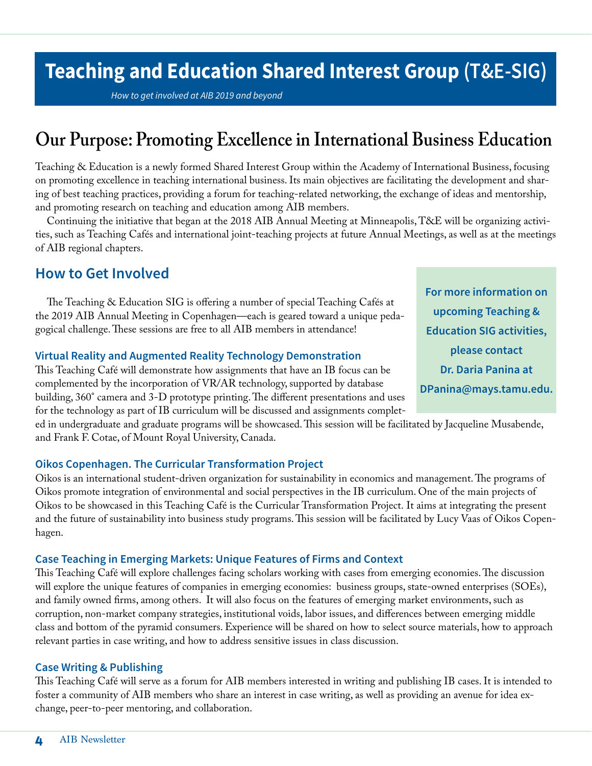# Teaching and Education Shared Interest Group (T&E-SIG)

*How to get involved at AIB 2019 and beyond*

## Our Purpose: Promoting Excellence in International Business Education

Teaching & Education is a newly formed Shared Interest Group within the Academy of International Business, focusing on promoting excellence in teaching international business. Its main objectives are facilitating the development and sharing of best teaching practices, providing a forum for teaching-related networking, the exchange of ideas and mentorship, and promoting research on teaching and education among AIB members.

Continuing the initiative that began at the 2018 AIB Annual Meeting at Minneapolis, T&E will be organizing activities, such as Teaching Cafés and international joint-teaching projects at future Annual Meetings, as well as at the meetings of AIB regional chapters.

## How to Get Involved

The Teaching & Education SIG is offering a number of special Teaching Cafés at the 2019 AIB Annual Meeting in Copenhagen—each is geared toward a unique pedagogical challenge. These sessions are free to all AIB members in attendance!

**For more information on upcoming Teaching & Education SIG activities, please contact Dr. Daria Panina at DPanina@mays.tamu.edu.**

### Virtual Reality and Augmented Reality Technology Demonstration

This Teaching Café will demonstrate how assignments that have an IB focus can be complemented by the incorporation of VR/AR technology, supported by database building, 360° camera and 3-D prototype printing. The different presentations and uses for the technology as part of IB curriculum will be discussed and assignments completed in undergraduate and graduate programs will be showcased. This session will be facilitated by Jacqueline Musabende, and Frank F. Cotae, of Mount Royal University, Canada.

### Oikos Copenhagen. The Curricular Transformation Project

Oikos is an international student-driven organization for sustainability in economics and management. The programs of Oikos promote integration of environmental and social perspectives in the IB curriculum. One of the main projects of Oikos to be showcased in this Teaching Café is the Curricular Transformation Project. It aims at integrating the present and the future of sustainability into business study programs. This session will be facilitated by Lucy Vaas of Oikos Copenhagen.

### Case Teaching in Emerging Markets: Unique Features of Firms and Context

This Teaching Café will explore challenges facing scholars working with cases from emerging economies. The discussion will explore the unique features of companies in emerging economies: business groups, state-owned enterprises (SOEs), and family owned firms, among others. It will also focus on the features of emerging market environments, such as corruption, non-market company strategies, institutional voids, labor issues, and differences between emerging middle class and bottom of the pyramid consumers. Experience will be shared on how to select source materials, how to approach relevant parties in case writing, and how to address sensitive issues in class discussion.

### Case Writing & Publishing

This Teaching Café will serve as a forum for AIB members interested in writing and publishing IB cases. It is intended to foster a community of AIB members who share an interest in case writing, as well as providing an avenue for idea exchange, peer-to-peer mentoring, and collaboration.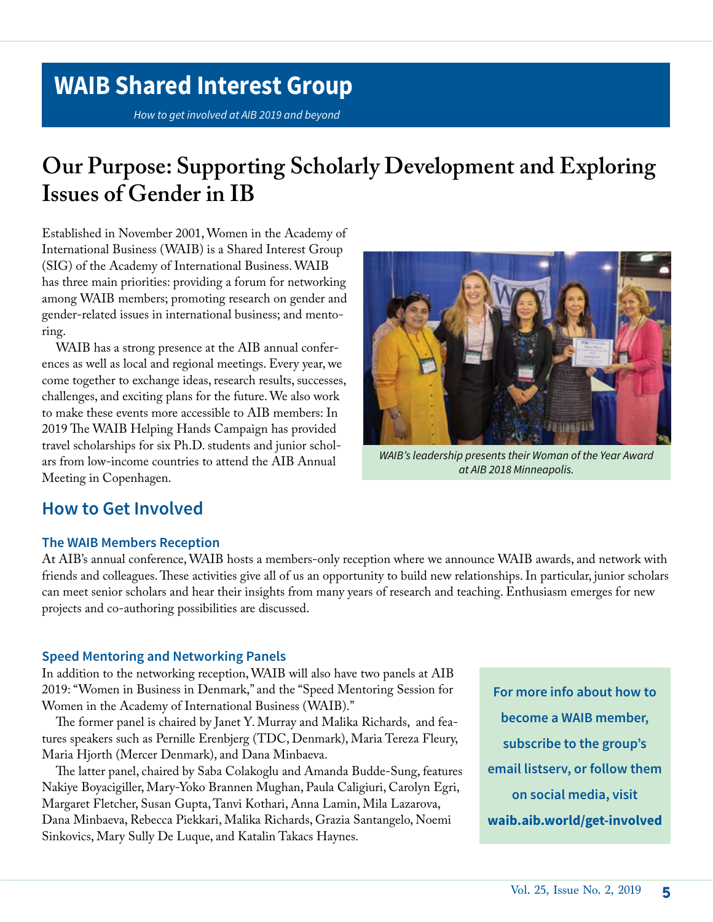# WAIB Shared Interest Group

*How to get involved at AIB 2019 and beyond*

## Our Purpose: Supporting Scholarly Development and Exploring Issues of Gender in IB

Established in November 2001, Women in the Academy of International Business (WAIB) is a Shared Interest Group (SIG) of the Academy of International Business. WAIB has three main priorities: providing a forum for networking among WAIB members; promoting research on gender and gender-related issues in international business; and mentoring.

WAIB has a strong presence at the AIB annual conferences as well as local and regional meetings. Every year, we come together to exchange ideas, research results, successes, challenges, and exciting plans for the future. We also work to make these events more accessible to AIB members: In 2019 The WAIB Helping Hands Campaign has provided travel scholarships for six Ph.D. students and junior scholars from low-income countries to attend the AIB Annual Meeting in Copenhagen.

*WAIB's leadership presents their Woman of the Year Award at AIB 2018 Minneapolis.*

## How to Get Involved

### The WAIB Members Reception

At AIB's annual conference, WAIB hosts a members-only reception where we announce WAIB awards, and network with friends and colleagues. These activities give all of us an opportunity to build new relationships. In particular, junior scholars can meet senior scholars and hear their insights from many years of research and teaching. Enthusiasm emerges for new projects and co-authoring possibilities are discussed.

### Speed Mentoring and Networking Panels

In addition to the networking reception, WAIB will also have two panels at AIB 2019: "Women in Business in Denmark," and the "Speed Mentoring Session for Women in the Academy of International Business (WAIB)."

The former panel is chaired by Janet Y. Murray and Malika Richards, and features speakers such as Pernille Erenbjerg (TDC, Denmark), Maria Tereza Fleury, Maria Hjorth (Mercer Denmark), and Dana Minbaeva.

The latter panel, chaired by Saba Colakoglu and Amanda Budde-Sung, features Nakiye Boyacigiller, Mary-Yoko Brannen Mughan, Paula Caligiuri, Carolyn Egri, Margaret Fletcher, Susan Gupta, Tanvi Kothari, Anna Lamin, Mila Lazarova, Dana Minbaeva, Rebecca Piekkari, Malika Richards, Grazia Santangelo, Noemi Sinkovics, Mary Sully De Luque, and Katalin Takacs Haynes.

**For more info about how to become a WAIB member, subscribe to the group's email listserv, or follow them on social media, visit waib.aib.world/get-involved**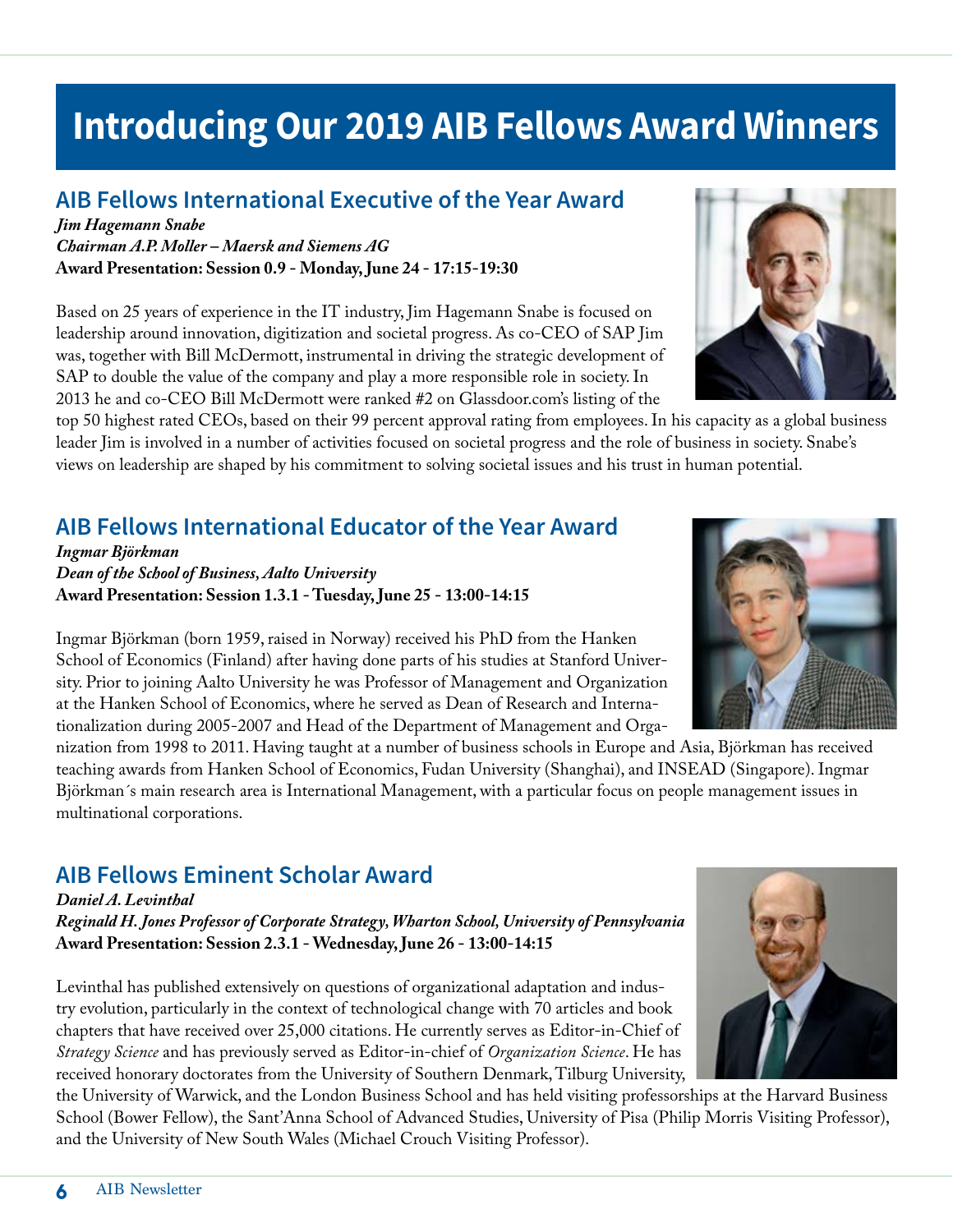# Introducing Our 2019 AIB Fellows Award Winners

## AIB Fellows International Executive of the Year Award

***Jim Hagemann Snabe***
***Chairman A.P. Moller – Maersk and Siemens AG***
**Award Presentation: Session 0.9 - Monday, June 24 - 17:15-19:30**

Based on 25 years of experience in the IT industry, Jim Hagemann Snabe is focused on leadership around innovation, digitization and societal progress. As co-CEO of SAP Jim was, together with Bill McDermott, instrumental in driving the strategic development of SAP to double the value of the company and play a more responsible role in society. In 2013 he and co-CEO Bill McDermott were ranked #2 on Glassdoor.com's listing of the top 50 highest rated CEOs, based on their 99 percent approval rating from employees. In his capacity as a global business leader Jim is involved in a number of activities focused on societal progress and the role of business in society. Snabe's views on leadership are shaped by his commitment to solving societal issues and his trust in human potential.

## AIB Fellows International Educator of the Year Award

***Ingmar Björkman***
***Dean of the School of Business, Aalto University***
**Award Presentation: Session 1.3.1 - Tuesday, June 25 - 13:00-14:15**

Ingmar Björkman (born 1959, raised in Norway) received his PhD from the Hanken School of Economics (Finland) after having done parts of his studies at Stanford University. Prior to joining Aalto University he was Professor of Management and Organization at the Hanken School of Economics, where he served as Dean of Research and Internationalization during 2005-2007 and Head of the Department of Management and Organization from 1998 to 2011. Having taught at a number of business schools in Europe and Asia, Björkman has received teaching awards from Hanken School of Economics, Fudan University (Shanghai), and INSEAD (Singapore). Ingmar Björkman´s main research area is International Management, with a particular focus on people management issues in multinational corporations.

## AIB Fellows Eminent Scholar Award

***Daniel A. Levinthal***
***Reginald H. Jones Professor of Corporate Strategy, Wharton School, University of Pennsylvania***
**Award Presentation: Session 2.3.1 - Wednesday, June 26 - 13:00-14:15**

Levinthal has published extensively on questions of organizational adaptation and industry evolution, particularly in the context of technological change with 70 articles and book chapters that have received over 25,000 citations. He currently serves as Editor-in-Chief of *Strategy Science* and has previously served as Editor-in-chief of *Organization Science*. He has received honorary doctorates from the University of Southern Denmark, Tilburg University, the University of Warwick, and the London Business School and has held visiting professorships at the Harvard Business School (Bower Fellow), the Sant'Anna School of Advanced Studies, University of Pisa (Philip Morris Visiting Professor), and the University of New South Wales (Michael Crouch Visiting Professor).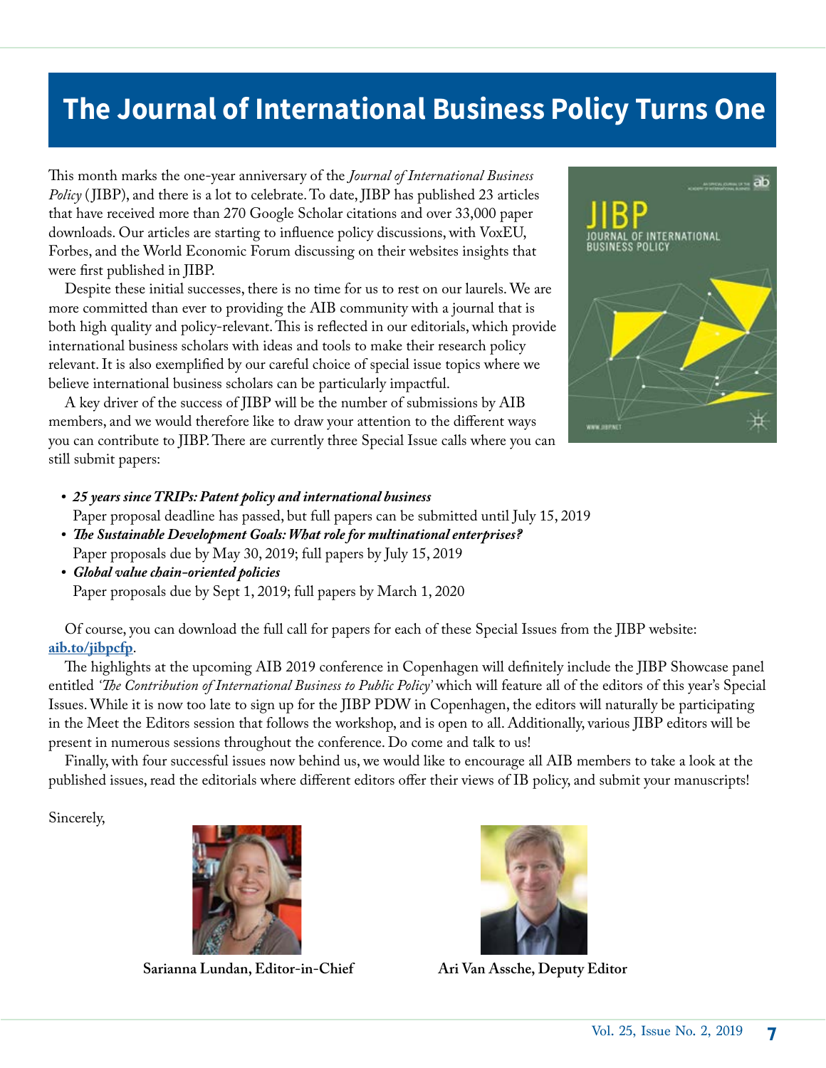# The Journal of International Business Policy Turns One

This month marks the one-year anniversary of the *Journal of International Business Policy* (JIBP), and there is a lot to celebrate. To date, JIBP has published 23 articles that have received more than 270 Google Scholar citations and over 33,000 paper downloads. Our articles are starting to influence policy discussions, with VoxEU, Forbes, and the World Economic Forum discussing on their websites insights that were first published in JIBP.

Despite these initial successes, there is no time for us to rest on our laurels. We are more committed than ever to providing the AIB community with a journal that is both high quality and policy-relevant. This is reflected in our editorials, which provide international business scholars with ideas and tools to make their research policy relevant. It is also exemplified by our careful choice of special issue topics where we believe international business scholars can be particularly impactful.

A key driver of the success of JIBP will be the number of submissions by AIB members, and we would therefore like to draw your attention to the different ways you can contribute to JIBP. There are currently three Special Issue calls where you can still submit papers:

- ***25 years since TRIPs: Patent policy and international business***
  Paper proposal deadline has passed, but full papers can be submitted until July 15, 2019
- ***The Sustainable Development Goals: What role for multinational enterprises?***
  Paper proposals due by May 30, 2019; full papers by July 15, 2019
- ***Global value chain-oriented policies***
  Paper proposals due by Sept 1, 2019; full papers by March 1, 2020

Of course, you can download the full call for papers for each of these Special Issues from the JIBP website: **aib.to/jibpcfp**.

The highlights at the upcoming AIB 2019 conference in Copenhagen will definitely include the JIBP Showcase panel entitled *'The Contribution of International Business to Public Policy'* which will feature all of the editors of this year's Special Issues. While it is now too late to sign up for the JIBP PDW in Copenhagen, the editors will naturally be participating in the Meet the Editors session that follows the workshop, and is open to all. Additionally, various JIBP editors will be present in numerous sessions throughout the conference. Do come and talk to us!

Finally, with four successful issues now behind us, we would like to encourage all AIB members to take a look at the published issues, read the editorials where different editors offer their views of IB policy, and submit your manuscripts!

Sincerely,

**Sarianna Lundan, Editor-in-Chief**

**Ari Van Assche, Deputy Editor**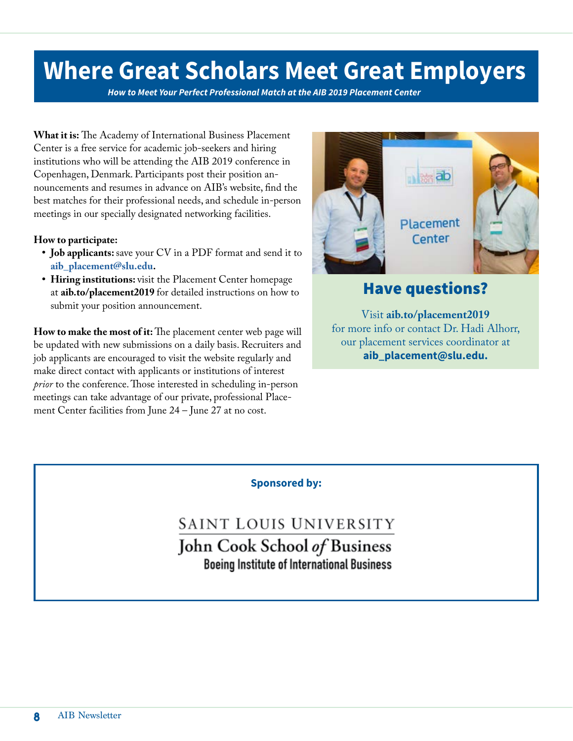# Where Great Scholars Meet Great Employers

***How to Meet Your Perfect Professional Match at the AIB 2019 Placement Center***

**What it is:** The Academy of International Business Placement Center is a free service for academic job-seekers and hiring institutions who will be attending the AIB 2019 conference in Copenhagen, Denmark. Participants post their position announcements and resumes in advance on AIB's website, find the best matches for their professional needs, and schedule in-person meetings in our specially designated networking facilities.

**How to participate:**

- **Job applicants:** save your CV in a PDF format and send it to **aib_placement@slu.edu**.
- **Hiring institutions:** visit the Placement Center homepage at **aib.to/placement2019** for detailed instructions on how to submit your position announcement.

**How to make the most of it:** The placement center web page will be updated with new submissions on a daily basis. Recruiters and job applicants are encouraged to visit the website regularly and make direct contact with applicants or institutions of interest *prior* to the conference. Those interested in scheduling in-person meetings can take advantage of our private, professional Placement Center facilities from June 24 – June 27 at no cost.

## Have questions?

Visit **aib.to/placement2019** for more info or contact Dr. Hadi Alhorr, our placement services coordinator at **aib_placement@slu.edu.**

**Sponsored by:**

SAINT LOUIS UNIVERSITY
John Cook School *of* Business
Boeing Institute of International Business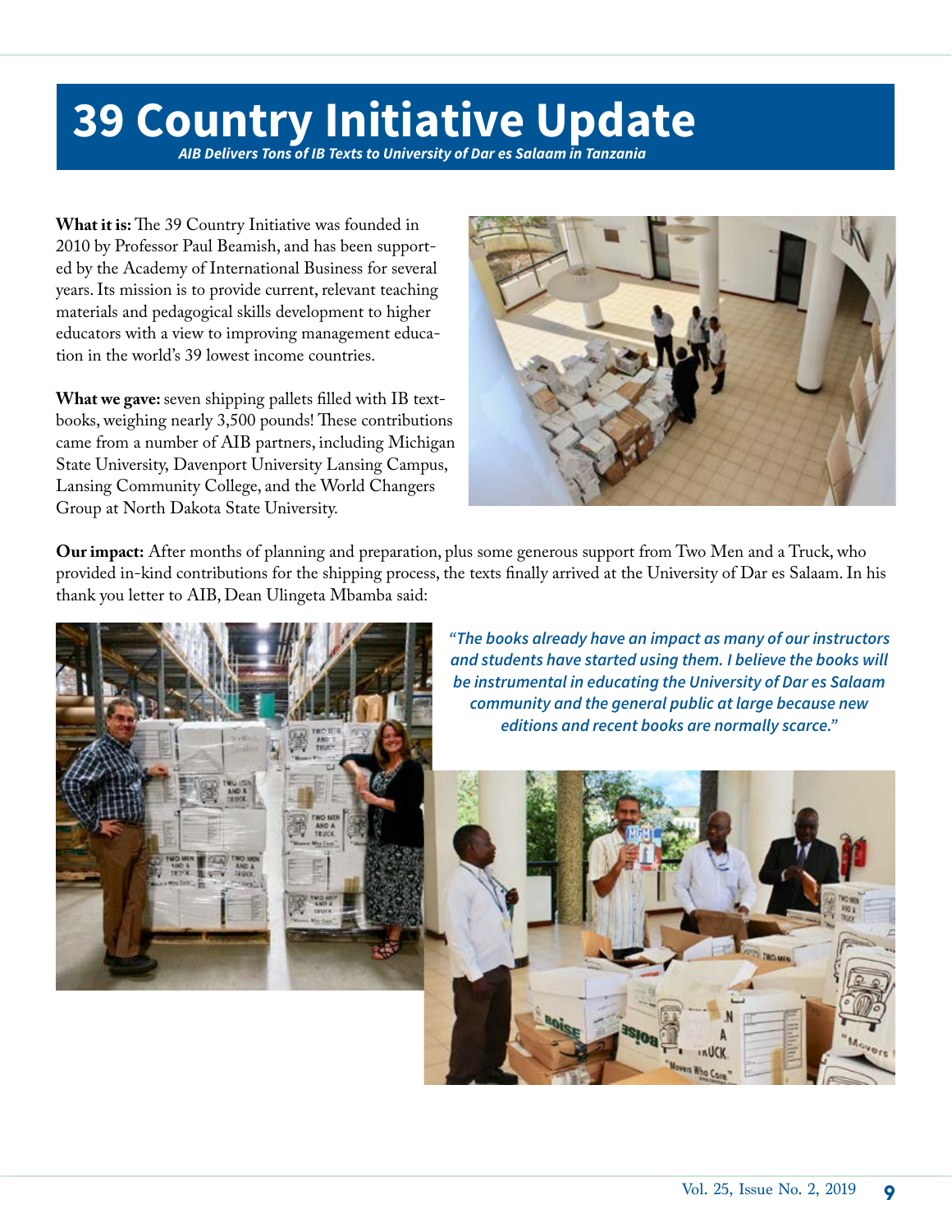# 39 Country Initiative Update

***AIB Delivers Tons of IB Texts to University of Dar es Salaam in Tanzania***

**What it is:** The 39 Country Initiative was founded in 2010 by Professor Paul Beamish, and has been supported by the Academy of International Business for several years. Its mission is to provide current, relevant teaching materials and pedagogical skills development to higher educators with a view to improving management education in the world's 39 lowest income countries.

**What we gave:** seven shipping pallets filled with IB textbooks, weighing nearly 3,500 pounds! These contributions came from a number of AIB partners, including Michigan State University, Davenport University Lansing Campus, Lansing Community College, and the World Changers Group at North Dakota State University.

**Our impact:** After months of planning and preparation, plus some generous support from Two Men and a Truck, who provided in-kind contributions for the shipping process, the texts finally arrived at the University of Dar es Salaam. In his thank you letter to AIB, Dean Ulingeta Mbamba said:

> ***"The books already have an impact as many of our instructors and students have started using them. I believe the books will be instrumental in educating the University of Dar es Salaam community and the general public at large because new editions and recent books are normally scarce."***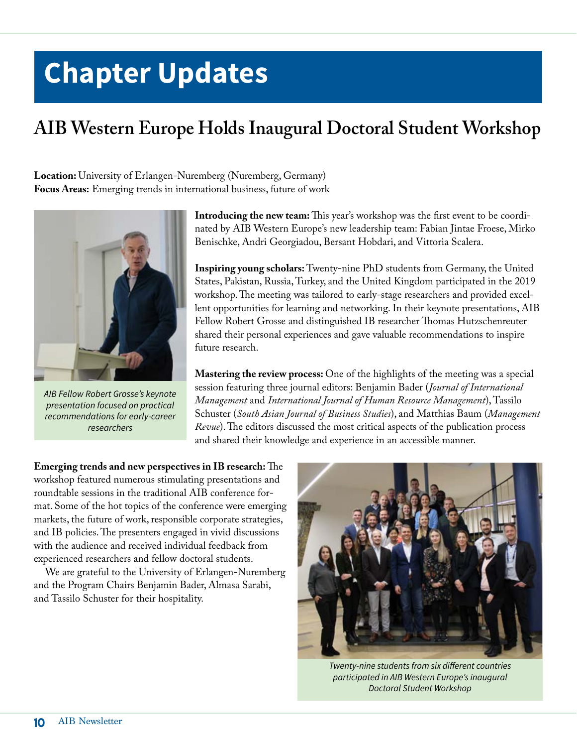# Chapter Updates

## AIB Western Europe Holds Inaugural Doctoral Student Workshop

**Location:** University of Erlangen-Nuremberg (Nuremberg, Germany)
**Focus Areas:** Emerging trends in international business, future of work

*AIB Fellow Robert Grosse's keynote presentation focused on practical recommendations for early-career researchers*

**Introducing the new team:** This year's workshop was the first event to be coordinated by AIB Western Europe's new leadership team: Fabian Jintae Froese, Mirko Benischke, Andri Georgiadou, Bersant Hobdari, and Vittoria Scalera.

**Inspiring young scholars:** Twenty-nine PhD students from Germany, the United States, Pakistan, Russia, Turkey, and the United Kingdom participated in the 2019 workshop. The meeting was tailored to early-stage researchers and provided excellent opportunities for learning and networking. In their keynote presentations, AIB Fellow Robert Grosse and distinguished IB researcher Thomas Hutzschenreuter shared their personal experiences and gave valuable recommendations to inspire future research.

**Mastering the review process:** One of the highlights of the meeting was a special session featuring three journal editors: Benjamin Bader (*Journal of International Management* and *International Journal of Human Resource Management*), Tassilo Schuster (*South Asian Journal of Business Studies*), and Matthias Baum (*Management Revue*). The editors discussed the most critical aspects of the publication process and shared their knowledge and experience in an accessible manner.

**Emerging trends and new perspectives in IB research:** The workshop featured numerous stimulating presentations and roundtable sessions in the traditional AIB conference format. Some of the hot topics of the conference were emerging markets, the future of work, responsible corporate strategies, and IB policies. The presenters engaged in vivid discussions with the audience and received individual feedback from experienced researchers and fellow doctoral students.

We are grateful to the University of Erlangen-Nuremberg and the Program Chairs Benjamin Bader, Almasa Sarabi, and Tassilo Schuster for their hospitality.

*Twenty-nine students from six different countries participated in AIB Western Europe's inaugural Doctoral Student Workshop*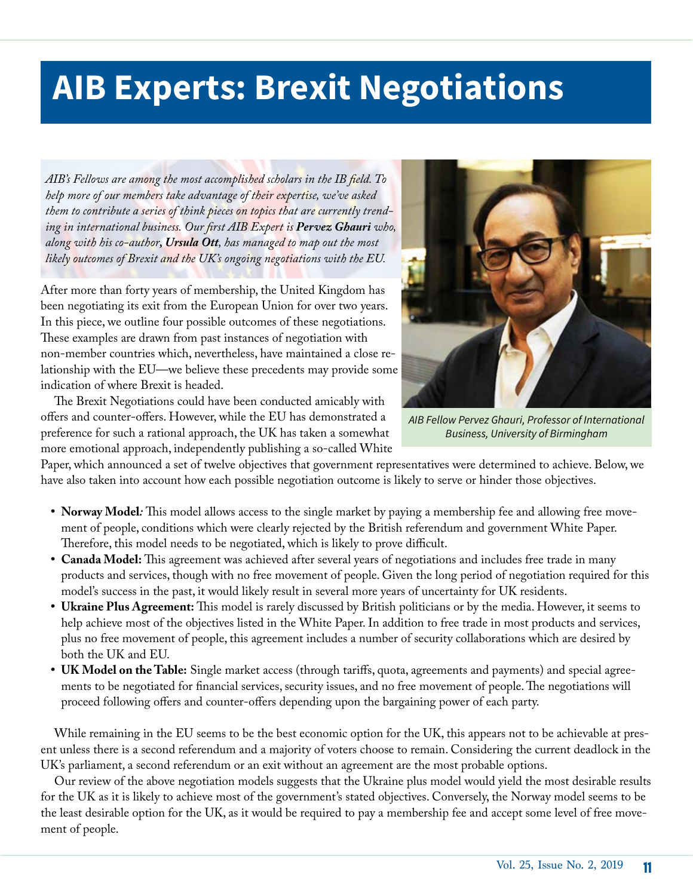# AIB Experts: Brexit Negotiations

*AIB's Fellows are among the most accomplished scholars in the IB field. To help more of our members take advantage of their expertise, we've asked them to contribute a series of think pieces on topics that are currently trending in international business. Our first AIB Expert is **Pervez Ghauri** who, along with his co-author, **Ursula Ott**, has managed to map out the most likely outcomes of Brexit and the UK's ongoing negotiations with the EU.*

*AIB Fellow Pervez Ghauri, Professor of International Business, University of Birmingham*

After more than forty years of membership, the United Kingdom has been negotiating its exit from the European Union for over two years. In this piece, we outline four possible outcomes of these negotiations. These examples are drawn from past instances of negotiation with non-member countries which, nevertheless, have maintained a close relationship with the EU—we believe these precedents may provide some indication of where Brexit is headed.

The Brexit Negotiations could have been conducted amicably with offers and counter-offers. However, while the EU has demonstrated a preference for such a rational approach, the UK has taken a somewhat more emotional approach, independently publishing a so-called White Paper, which announced a set of twelve objectives that government representatives were determined to achieve. Below, we have also taken into account how each possible negotiation outcome is likely to serve or hinder those objectives.

- **Norway Model***:* This model allows access to the single market by paying a membership fee and allowing free movement of people, conditions which were clearly rejected by the British referendum and government White Paper. Therefore, this model needs to be negotiated, which is likely to prove difficult.
- **Canada Model:** This agreement was achieved after several years of negotiations and includes free trade in many products and services, though with no free movement of people. Given the long period of negotiation required for this model's success in the past, it would likely result in several more years of uncertainty for UK residents.
- **Ukraine Plus Agreement:** This model is rarely discussed by British politicians or by the media. However, it seems to help achieve most of the objectives listed in the White Paper. In addition to free trade in most products and services, plus no free movement of people, this agreement includes a number of security collaborations which are desired by both the UK and EU.
- **UK Model on the Table:** Single market access (through tariffs, quota, agreements and payments) and special agreements to be negotiated for financial services, security issues, and no free movement of people. The negotiations will proceed following offers and counter-offers depending upon the bargaining power of each party.

While remaining in the EU seems to be the best economic option for the UK, this appears not to be achievable at present unless there is a second referendum and a majority of voters choose to remain. Considering the current deadlock in the UK's parliament, a second referendum or an exit without an agreement are the most probable options.

Our review of the above negotiation models suggests that the Ukraine plus model would yield the most desirable results for the UK as it is likely to achieve most of the government's stated objectives. Conversely, the Norway model seems to be the least desirable option for the UK, as it would be required to pay a membership fee and accept some level of free movement of people.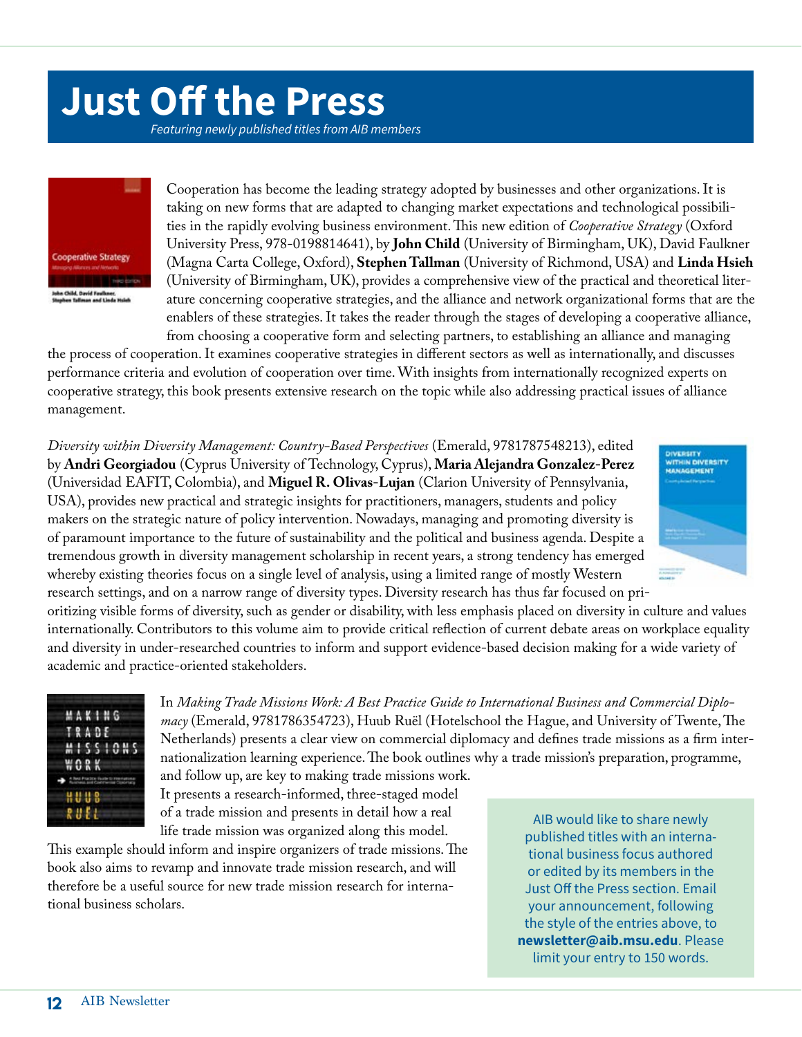# Just Off the Press

*Featuring newly published titles from AIB members*

Cooperation has become the leading strategy adopted by businesses and other organizations. It is taking on new forms that are adapted to changing market expectations and technological possibilities in the rapidly evolving business environment. This new edition of *Cooperative Strategy* (Oxford University Press, 978-0198814641), by **John Child** (University of Birmingham, UK), David Faulkner (Magna Carta College, Oxford), **Stephen Tallman** (University of Richmond, USA) and **Linda Hsieh** (University of Birmingham, UK), provides a comprehensive view of the practical and theoretical literature concerning cooperative strategies, and the alliance and network organizational forms that are the enablers of these strategies. It takes the reader through the stages of developing a cooperative alliance, from choosing a cooperative form and selecting partners, to establishing an alliance and managing the process of cooperation. It examines cooperative strategies in different sectors as well as internationally, and discusses performance criteria and evolution of cooperation over time. With insights from internationally recognized experts on cooperative strategy, this book presents extensive research on the topic while also addressing practical issues of alliance management.

*Diversity within Diversity Management: Country-Based Perspectives* (Emerald, 9781787548213), edited by **Andri Georgiadou** (Cyprus University of Technology, Cyprus), **Maria Alejandra Gonzalez-Perez** (Universidad EAFIT, Colombia), and **Miguel R. Olivas-Lujan** (Clarion University of Pennsylvania, USA), provides new practical and strategic insights for practitioners, managers, students and policy makers on the strategic nature of policy intervention. Nowadays, managing and promoting diversity is of paramount importance to the future of sustainability and the political and business agenda. Despite a tremendous growth in diversity management scholarship in recent years, a strong tendency has emerged whereby existing theories focus on a single level of analysis, using a limited range of mostly Western research settings, and on a narrow range of diversity types. Diversity research has thus far focused on prioritizing visible forms of diversity, such as gender or disability, with less emphasis placed on diversity in culture and values internationally. Contributors to this volume aim to provide critical reflection of current debate areas on workplace equality and diversity in under-researched countries to inform and support evidence-based decision making for a wide variety of academic and practice-oriented stakeholders.

In *Making Trade Missions Work: A Best Practice Guide to International Business and Commercial Diplomacy* (Emerald, 9781786354723), Huub Ruël (Hotelschool the Hague, and University of Twente, The Netherlands) presents a clear view on commercial diplomacy and defines trade missions as a firm internationalization learning experience. The book outlines why a trade mission's preparation, programme, and follow up, are key to making trade missions work. It presents a research-informed, three-staged model of a trade mission and presents in detail how a real life trade mission was organized along this model. This example should inform and inspire organizers of trade missions. The book also aims to revamp and innovate trade mission research, and will therefore be a useful source for new trade mission research for international business scholars.

AIB would like to share newly published titles with an international business focus authored or edited by its members in the Just Off the Press section. Email your announcement, following the style of the entries above, to **newsletter@aib.msu.edu**. Please limit your entry to 150 words.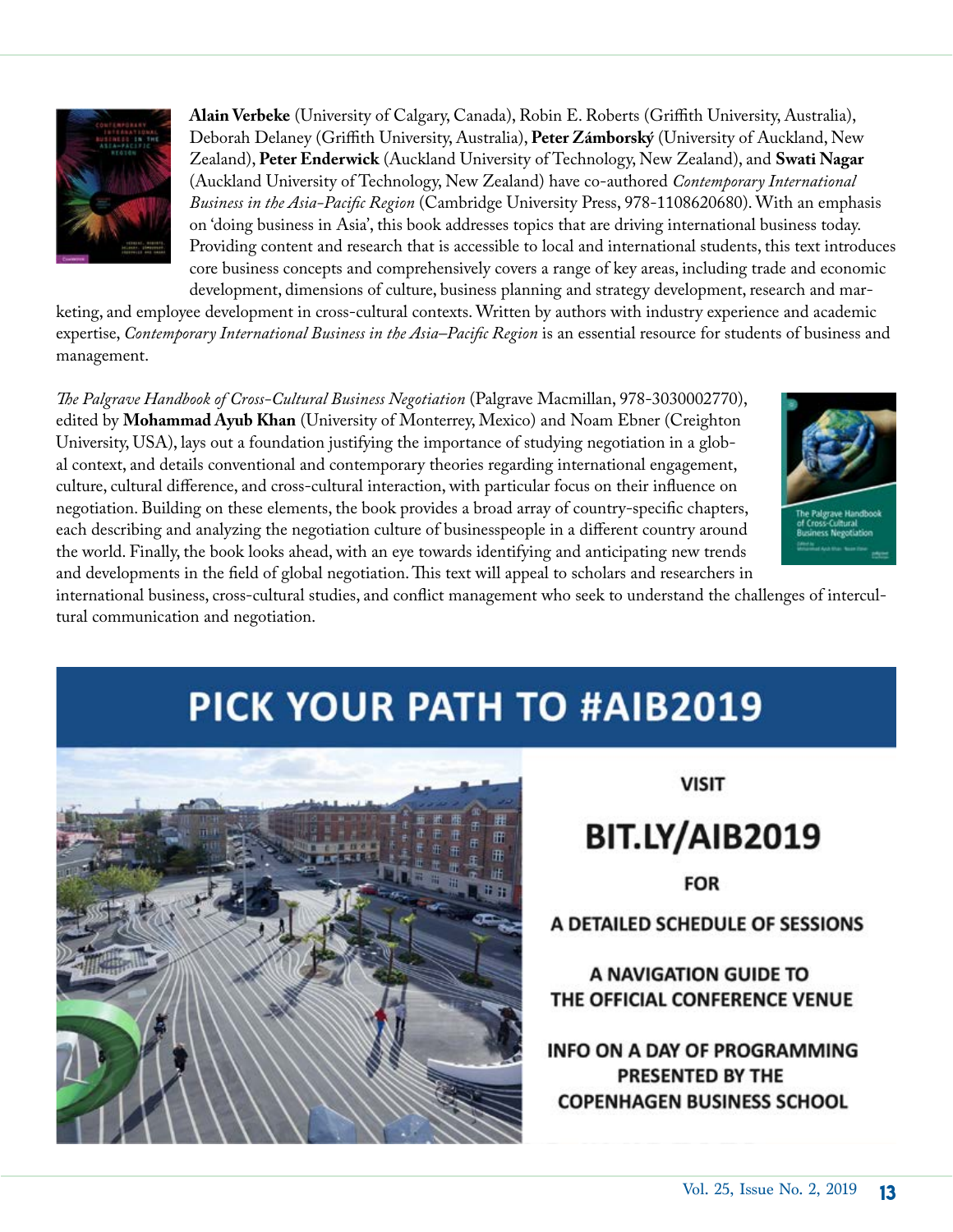**Alain Verbeke** (University of Calgary, Canada), Robin E. Roberts (Griffith University, Australia), Deborah Delaney (Griffith University, Australia), **Peter Zámborský** (University of Auckland, New Zealand), **Peter Enderwick** (Auckland University of Technology, New Zealand), and **Swati Nagar** (Auckland University of Technology, New Zealand) have co-authored *Contemporary International Business in the Asia-Pacific Region* (Cambridge University Press, 978-1108620680). With an emphasis on 'doing business in Asia', this book addresses topics that are driving international business today. Providing content and research that is accessible to local and international students, this text introduces core business concepts and comprehensively covers a range of key areas, including trade and economic development, dimensions of culture, business planning and strategy development, research and marketing, and employee development in cross-cultural contexts. Written by authors with industry experience and academic expertise, *Contemporary International Business in the Asia–Pacific Region* is an essential resource for students of business and management.

*The Palgrave Handbook of Cross-Cultural Business Negotiation* (Palgrave Macmillan, 978-3030002770), edited by **Mohammad Ayub Khan** (University of Monterrey, Mexico) and Noam Ebner (Creighton University, USA), lays out a foundation justifying the importance of studying negotiation in a global context, and details conventional and contemporary theories regarding international engagement, culture, cultural difference, and cross-cultural interaction, with particular focus on their influence on negotiation. Building on these elements, the book provides a broad array of country-specific chapters, each describing and analyzing the negotiation culture of businesspeople in a different country around the world. Finally, the book looks ahead, with an eye towards identifying and anticipating new trends and developments in the field of global negotiation. This text will appeal to scholars and researchers in international business, cross-cultural studies, and conflict management who seek to understand the challenges of intercultural communication and negotiation.

## PICK YOUR PATH TO #AIB2019

VISIT

**BIT.LY/AIB2019**

FOR

A DETAILED SCHEDULE OF SESSIONS

A NAVIGATION GUIDE TO THE OFFICIAL CONFERENCE VENUE

INFO ON A DAY OF PROGRAMMING PRESENTED BY THE COPENHAGEN BUSINESS SCHOOL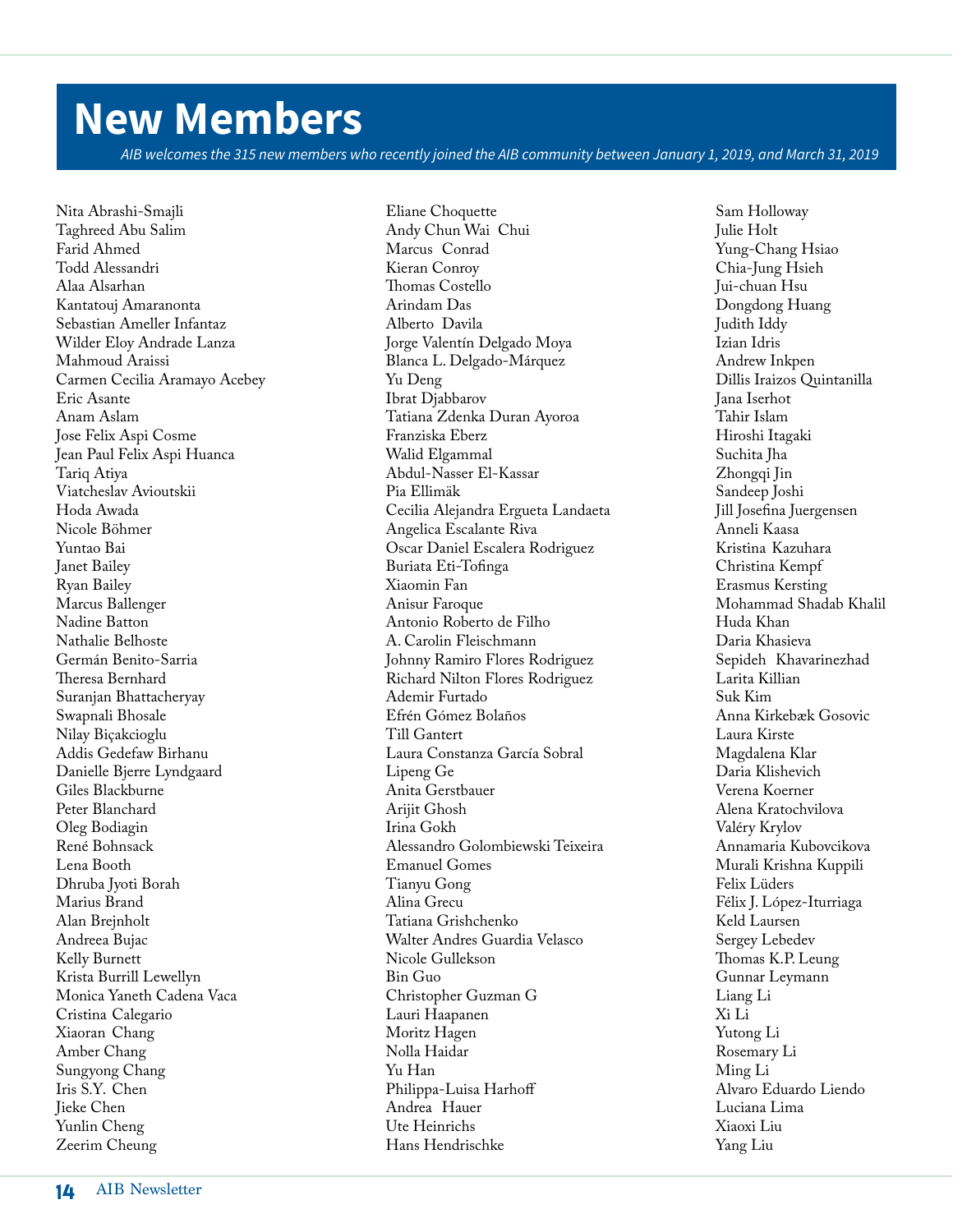# New Members

*AIB welcomes the 315 new members who recently joined the AIB community between January 1, 2019, and March 31, 2019*

Nita Abrashi-Smajli
Taghreed Abu Salim
Farid Ahmed
Todd Alessandri
Alaa Alsarhan
Kantatouj Amaranonta
Sebastian Ameller Infantaz
Wilder Eloy Andrade Lanza
Mahmoud Araissi
Carmen Cecilia Aramayo Acebey
Eric Asante
Anam Aslam
Jose Felix Aspi Cosme
Jean Paul Felix Aspi Huanca
Tariq Atiya
Viatcheslav Avioutskii
Hoda Awada
Nicole Böhmer
Yuntao Bai
Janet Bailey
Ryan Bailey
Marcus Ballenger
Nadine Batton
Nathalie Belhoste
Germán Benito-Sarria
Theresa Bernhard
Suranjan Bhattacheryay
Swapnali Bhosale
Nilay Biçakcioglu
Addis Gedefaw Birhanu
Danielle Bjerre Lyndgaard
Giles Blackburne
Peter Blanchard
Oleg Bodiagin
René Bohnsack
Lena Booth
Dhruba Jyoti Borah
Marius Brand
Alan Brejnholt
Andreea Bujac
Kelly Burnett
Krista Burrill Lewellyn
Monica Yaneth Cadena Vaca
Cristina Calegario
Xiaoran Chang
Amber Chang
Sungyong Chang
Iris S.Y. Chen
Jieke Chen
Yunlin Cheng
Zeerim Cheung
Eliane Choquette
Andy Chun Wai Chui
Marcus Conrad
Kieran Conroy
Thomas Costello
Arindam Das
Alberto Davila
Jorge Valentín Delgado Moya
Blanca L. Delgado-Márquez
Yu Deng
Ibrat Djabbarov
Tatiana Zdenka Duran Ayoroa
Franziska Eberz
Walid Elgammal
Abdul-Nasser El-Kassar
Pia Ellimäk
Cecilia Alejandra Ergueta Landaeta
Angelica Escalante Riva
Oscar Daniel Escalera Rodriguez
Buriata Eti-Tofinga
Xiaomin Fan
Anisur Faroque
Antonio Roberto de Filho
A. Carolin Fleischmann
Johnny Ramiro Flores Rodriguez
Richard Nilton Flores Rodriguez
Ademir Furtado
Efrén Gómez Bolaños
Till Gantert
Laura Constanza García Sobral
Lipeng Ge
Anita Gerstbauer
Arijit Ghosh
Irina Gokh
Alessandro Golombiewski Teixeira
Emanuel Gomes
Tianyu Gong
Alina Grecu
Tatiana Grishchenko
Walter Andres Guardia Velasco
Nicole Gullekson
Bin Guo
Christopher Guzman G
Lauri Haapanen
Moritz Hagen
Nolla Haidar
Yu Han
Philippa-Luisa Harhoff
Andrea Hauer
Ute Heinrichs
Hans Hendrischke
Sam Holloway
Julie Holt
Yung-Chang Hsiao
Chia-Jung Hsieh
Jui-chuan Hsu
Dongdong Huang
Judith Iddy
Izian Idris
Andrew Inkpen
Dillis Iraizos Quintanilla
Jana Iserhot
Tahir Islam
Hiroshi Itagaki
Suchita Jha
Zhongqi Jin
Sandeep Joshi
Jill Josefina Juergensen
Anneli Kaasa
Kristina Kazuhara
Christina Kempf
Erasmus Kersting
Mohammad Shadab Khalil
Huda Khan
Daria Khasieva
Sepideh Khavarinezhad
Larita Killian
Suk Kim
Anna Kirkebæk Gosovic
Laura Kirste
Magdalena Klar
Daria Klishevich
Verena Koerner
Alena Kratochvilova
Valéry Krylov
Annamaria Kubovcikova
Murali Krishna Kuppili
Felix Lüders
Félix J. López-Iturriaga
Keld Laursen
Sergey Lebedev
Thomas K.P. Leung
Gunnar Leymann
Liang Li
Xi Li
Yutong Li
Rosemary Li
Ming Li
Alvaro Eduardo Liendo
Luciana Lima
Xiaoxi Liu
Yang Liu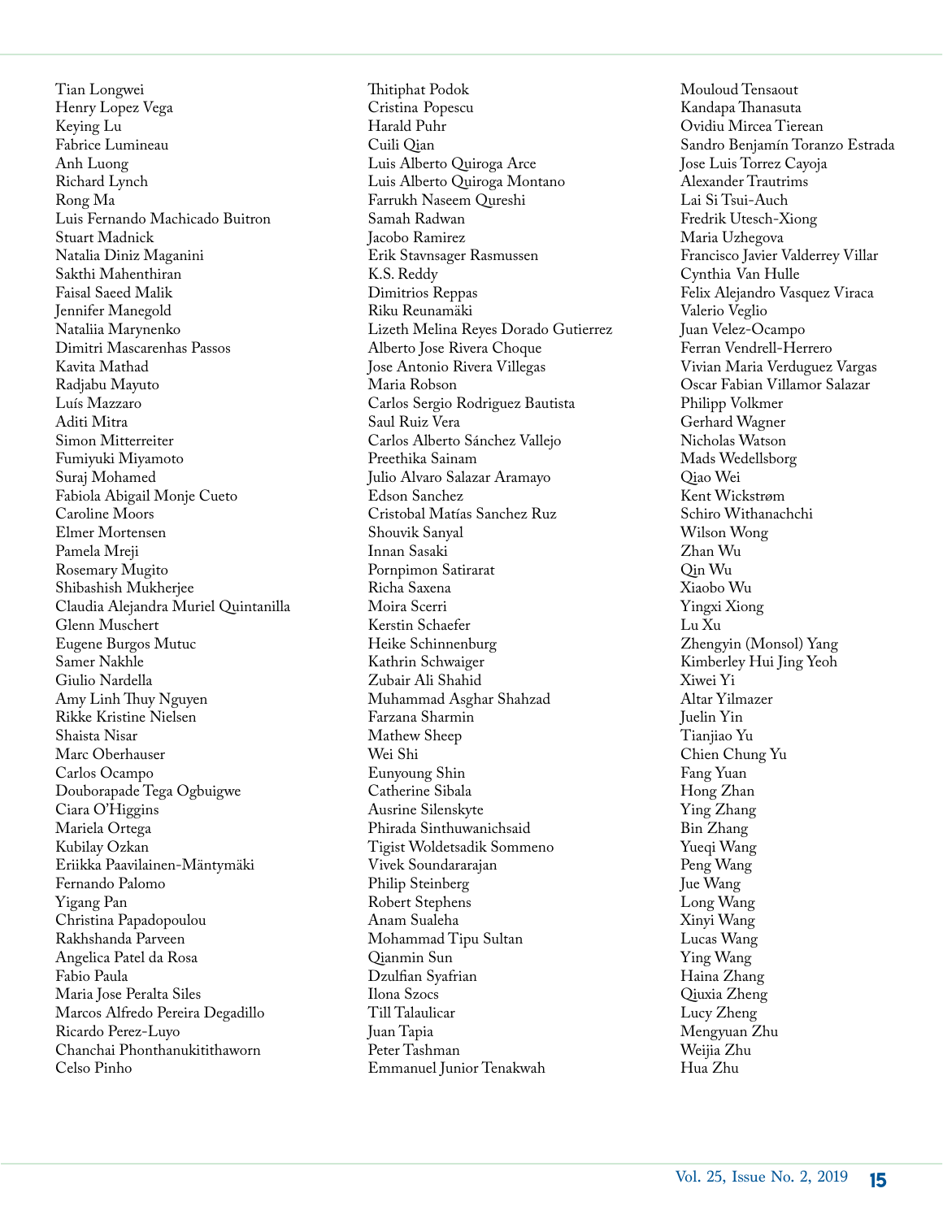Tian Longwei
Henry Lopez Vega
Keying Lu
Fabrice Lumineau
Anh Luong
Richard Lynch
Rong Ma
Luis Fernando Machicado Buitron
Stuart Madnick
Natalia Diniz Maganini
Sakthi Mahenthiran
Faisal Saeed Malik
Jennifer Manegold
Nataliia Marynenko
Dimitri Mascarenhas Passos
Kavita Mathad
Radjabu Mayuto
Luís Mazzaro
Aditi Mitra
Simon Mitterreiter
Fumiyuki Miyamoto
Suraj Mohamed
Fabiola Abigail Monje Cueto
Caroline Moors
Elmer Mortensen
Pamela Mreji
Rosemary Mugito
Shibashish Mukherjee
Claudia Alejandra Muriel Quintanilla
Glenn Muschert
Eugene Burgos Mutuc
Samer Nakhle
Giulio Nardella
Amy Linh Thuy Nguyen
Rikke Kristine Nielsen
Shaista Nisar
Marc Oberhauser
Carlos Ocampo
Douborapade Tega Ogbuigwe
Ciara O'Higgins
Mariela Ortega
Kubilay Ozkan
Eriikka Paavilainen-Mäntymäki
Fernando Palomo
Yigang Pan
Christina Papadopoulou
Rakhshanda Parveen
Angelica Patel da Rosa
Fabio Paula
Maria Jose Peralta Siles
Marcos Alfredo Pereira Degadillo
Ricardo Perez-Luyo
Chanchai Phonthanukitithaworn
Celso Pinho
Thitiphat Podok
Cristina Popescu
Harald Puhr
Cuili Qian
Luis Alberto Quiroga Arce
Luis Alberto Quiroga Montano
Farrukh Naseem Qureshi
Samah Radwan
Jacobo Ramirez
Erik Stavnsager Rasmussen
K.S. Reddy
Dimitrios Reppas
Riku Reunamäki
Lizeth Melina Reyes Dorado Gutierrez
Alberto Jose Rivera Choque
Jose Antonio Rivera Villegas
Maria Robson
Carlos Sergio Rodriguez Bautista
Saul Ruiz Vera
Carlos Alberto Sánchez Vallejo
Preethika Sainam
Julio Alvaro Salazar Aramayo
Edson Sanchez
Cristobal Matías Sanchez Ruz
Shouvik Sanyal
Innan Sasaki
Pornpimon Satirarat
Richa Saxena
Moira Scerri
Kerstin Schaefer
Heike Schinnenburg
Kathrin Schwaiger
Zubair Ali Shahid
Muhammad Asghar Shahzad
Farzana Sharmin
Mathew Sheep
Wei Shi
Eunyoung Shin
Catherine Sibala
Ausrine Silenskyte
Phirada Sinthuwanichsaid
Tigist Woldetsadik Sommeno
Vivek Soundararajan
Philip Steinberg
Robert Stephens
Anam Sualeha
Mohammad Tipu Sultan
Qianmin Sun
Dzulfian Syafrian
Ilona Szocs
Till Talaulicar
Juan Tapia
Peter Tashman
Emmanuel Junior Tenakwah
Mouloud Tensaout
Kandapa Thanasuta
Ovidiu Mircea Tierean
Sandro Benjamín Toranzo Estrada
Jose Luis Torrez Cayoja
Alexander Trautrims
Lai Si Tsui-Auch
Fredrik Utesch-Xiong
Maria Uzhegova
Francisco Javier Valderrey Villar
Cynthia Van Hulle
Felix Alejandro Vasquez Viraca
Valerio Veglio
Juan Velez-Ocampo
Ferran Vendrell-Herrero
Vivian Maria Verduguez Vargas
Oscar Fabian Villamor Salazar
Philipp Volkmer
Gerhard Wagner
Nicholas Watson
Mads Wedellsborg
Qiao Wei
Kent Wickstrøm
Schiro Withanachchi
Wilson Wong
Zhan Wu
Qin Wu
Xiaobo Wu
Yingxi Xiong
Lu Xu
Zhengyin (Monsol) Yang
Kimberley Hui Jing Yeoh
Xiwei Yi
Altar Yilmazer
Juelin Yin
Tianjiao Yu
Chien Chung Yu
Fang Yuan
Hong Zhan
Ying Zhang
Bin Zhang
Yueqi Wang
Peng Wang
Jue Wang
Long Wang
Xinyi Wang
Lucas Wang
Ying Wang
Haina Zhang
Qiuxia Zheng
Lucy Zheng
Mengyuan Zhu
Weijia Zhu
Hua Zhu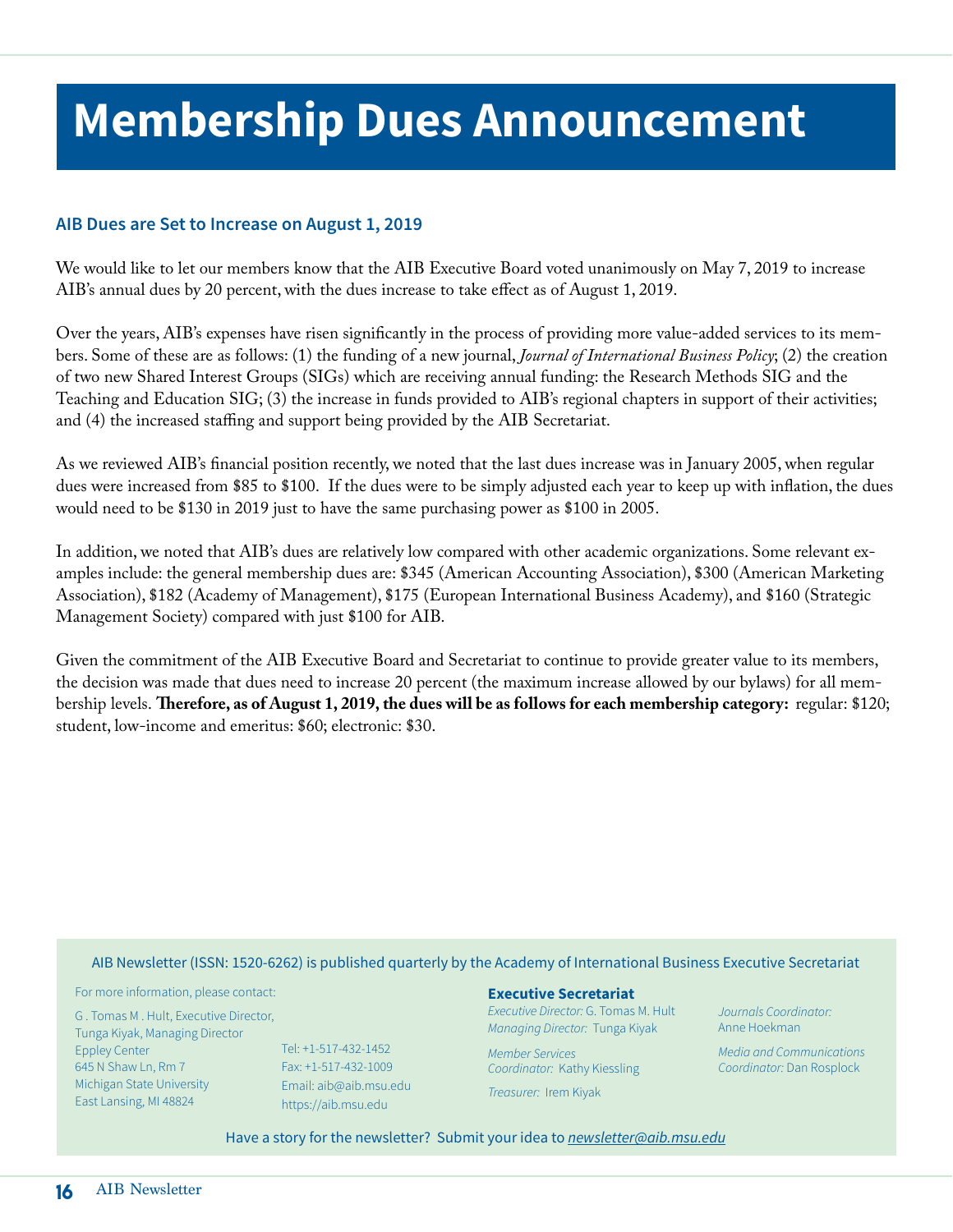# Membership Dues Announcement

## AIB Dues are Set to Increase on August 1, 2019

We would like to let our members know that the AIB Executive Board voted unanimously on May 7, 2019 to increase AIB's annual dues by 20 percent, with the dues increase to take effect as of August 1, 2019.

Over the years, AIB's expenses have risen significantly in the process of providing more value-added services to its members. Some of these are as follows: (1) the funding of a new journal, *Journal of International Business Policy*; (2) the creation of two new Shared Interest Groups (SIGs) which are receiving annual funding: the Research Methods SIG and the Teaching and Education SIG; (3) the increase in funds provided to AIB's regional chapters in support of their activities; and (4) the increased staffing and support being provided by the AIB Secretariat.

As we reviewed AIB's financial position recently, we noted that the last dues increase was in January 2005, when regular dues were increased from $85 to $100. If the dues were to be simply adjusted each year to keep up with inflation, the dues would need to be $130 in 2019 just to have the same purchasing power as $100 in 2005.

In addition, we noted that AIB's dues are relatively low compared with other academic organizations. Some relevant examples include: the general membership dues are: $345 (American Accounting Association), $300 (American Marketing Association), $182 (Academy of Management), $175 (European International Business Academy), and $160 (Strategic Management Society) compared with just $100 for AIB.

Given the commitment of the AIB Executive Board and Secretariat to continue to provide greater value to its members, the decision was made that dues need to increase 20 percent (the maximum increase allowed by our bylaws) for all membership levels. **Therefore, as of August 1, 2019, the dues will be as follows for each membership category:** regular: $120; student, low-income and emeritus: $60; electronic: $30.

---

AIB Newsletter (ISSN: 1520-6262) is published quarterly by the Academy of International Business Executive Secretariat

For more information, please contact:

G . Tomas M . Hult, Executive Director,
Tunga Kiyak, Managing Director
Eppley Center
645 N Shaw Ln, Rm 7
Michigan State University
East Lansing, MI 48824

Tel: +1-517-432-1452
Fax: +1-517-432-1009
Email: aib@aib.msu.edu
https://aib.msu.edu

**Executive Secretariat**

*Executive Director:* G. Tomas M. Hult
*Managing Director:* Tunga Kiyak

*Member Services Coordinator:* Kathy Kiessling

*Treasurer:* Irem Kiyak

*Journals Coordinator:* Anne Hoekman

*Media and Communications Coordinator:* Dan Rosplock

Have a story for the newsletter? Submit your idea to *newsletter@aib.msu.edu*